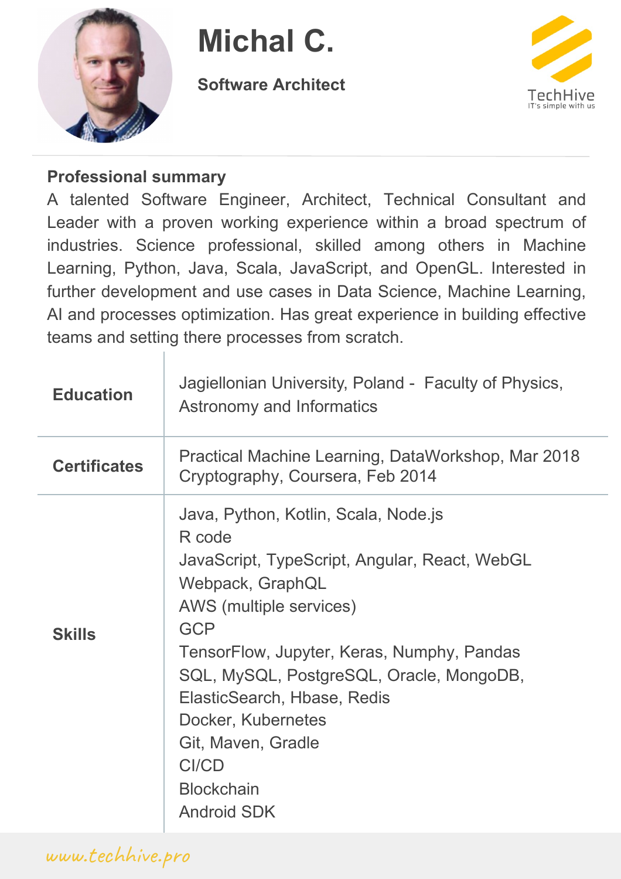# Michal C.

**Software Architect**

TechHive
IT's simple with us

## Professional summary

A talented Software Engineer, Architect, Technical Consultant and Leader with a proven working experience within a broad spectrum of industries. Science professional, skilled among others in Machine Learning, Python, Java, Scala, JavaScript, and OpenGL. Interested in further development and use cases in Data Science, Machine Learning, AI and processes optimization. Has great experience in building effective teams and setting there processes from scratch.

| | |
|---|---|
| **Education** | Jagiellonian University, Poland - Faculty of Physics, Astronomy and Informatics |
| **Certificates** | Practical Machine Learning, DataWorkshop, Mar 2018<br>Cryptography, Coursera, Feb 2014 |
| **Skills** | Java, Python, Kotlin, Scala, Node.js<br>R code<br>JavaScript, TypeScript, Angular, React, WebGL<br>Webpack, GraphQL<br>AWS (multiple services)<br>GCP<br>TensorFlow, Jupyter, Keras, Numphy, Pandas<br>SQL, MySQL, PostgreSQL, Oracle, MongoDB, ElasticSearch, Hbase, Redis<br>Docker, Kubernetes<br>Git, Maven, Gradle<br>CI/CD<br>Blockchain<br>Android SDK |

www.techhive.pro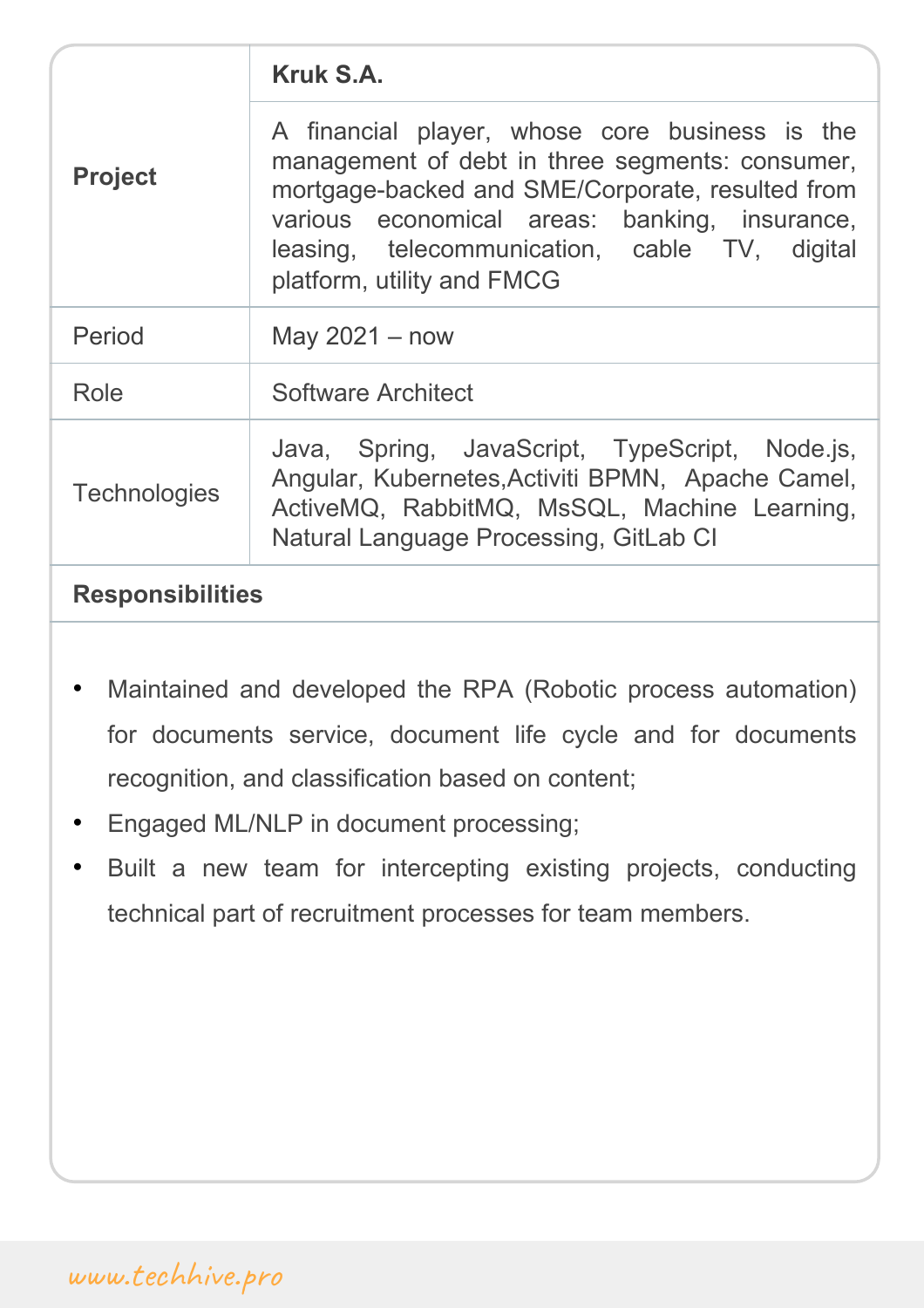| | |
|---|---|
| **Project** | **Kruk S.A.** |
| | A financial player, whose core business is the management of debt in three segments: consumer, mortgage-backed and SME/Corporate, resulted from various economical areas: banking, insurance, leasing, telecommunication, cable TV, digital platform, utility and FMCG |
| Period | May 2021 – now |
| Role | Software Architect |
| Technologies | Java, Spring, JavaScript, TypeScript, Node.js, Angular, Kubernetes,Activiti BPMN, Apache Camel, ActiveMQ, RabbitMQ, MsSQL, Machine Learning, Natural Language Processing, GitLab CI |

**Responsibilities**

- Maintained and developed the RPA (Robotic process automation) for documents service, document life cycle and for documents recognition, and classification based on content;
- Engaged ML/NLP in document processing;
- Built a new team for intercepting existing projects, conducting technical part of recruitment processes for team members.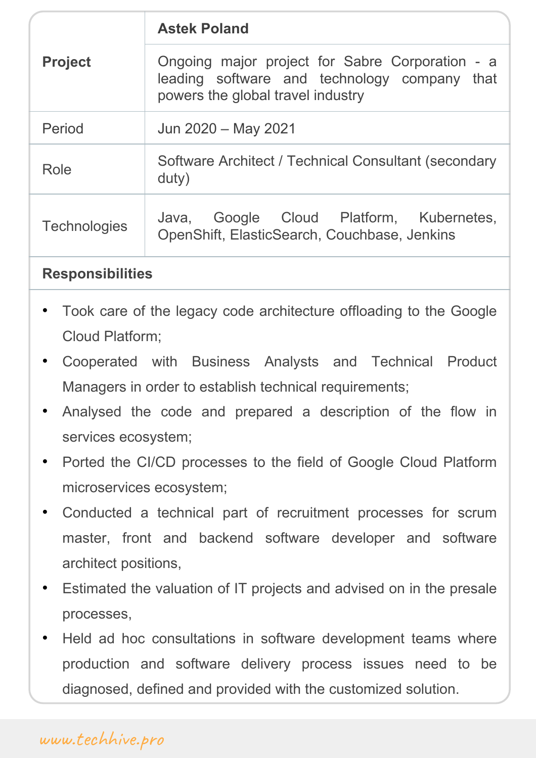| | |
|---|---|
| **Project** | **Astek Poland** |
| | Ongoing major project for Sabre Corporation - a leading software and technology company that powers the global travel industry |
| Period | Jun 2020 – May 2021 |
| Role | Software Architect / Technical Consultant (secondary duty) |
| Technologies | Java, Google Cloud Platform, Kubernetes, OpenShift, ElasticSearch, Couchbase, Jenkins |

**Responsibilities**

- Took care of the legacy code architecture offloading to the Google Cloud Platform;
- Cooperated with Business Analysts and Technical Product Managers in order to establish technical requirements;
- Analysed the code and prepared a description of the flow in services ecosystem;
- Ported the CI/CD processes to the field of Google Cloud Platform microservices ecosystem;
- Conducted a technical part of recruitment processes for scrum master, front and backend software developer and software architect positions,
- Estimated the valuation of IT projects and advised on in the presale processes,
- Held ad hoc consultations in software development teams where production and software delivery process issues need to be diagnosed, defined and provided with the customized solution.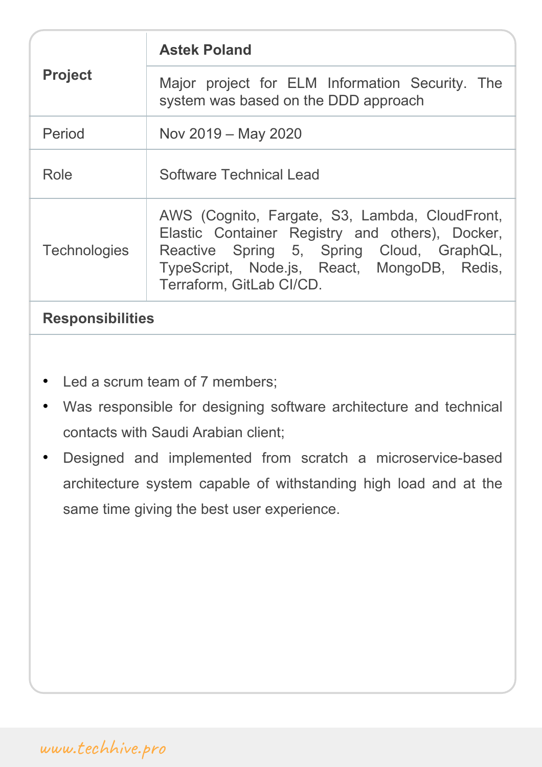| **Project** | **Astek Poland** |
| --- | --- |
| | Major project for ELM Information Security. The system was based on the DDD approach |
| Period | Nov 2019 – May 2020 |
| Role | Software Technical Lead |
| Technologies | AWS (Cognito, Fargate, S3, Lambda, CloudFront, Elastic Container Registry and others), Docker, Reactive Spring 5, Spring Cloud, GraphQL, TypeScript, Node.js, React, MongoDB, Redis, Terraform, GitLab CI/CD. |

**Responsibilities**

- Led a scrum team of 7 members;
- Was responsible for designing software architecture and technical contacts with Saudi Arabian client;
- Designed and implemented from scratch a microservice-based architecture system capable of withstanding high load and at the same time giving the best user experience.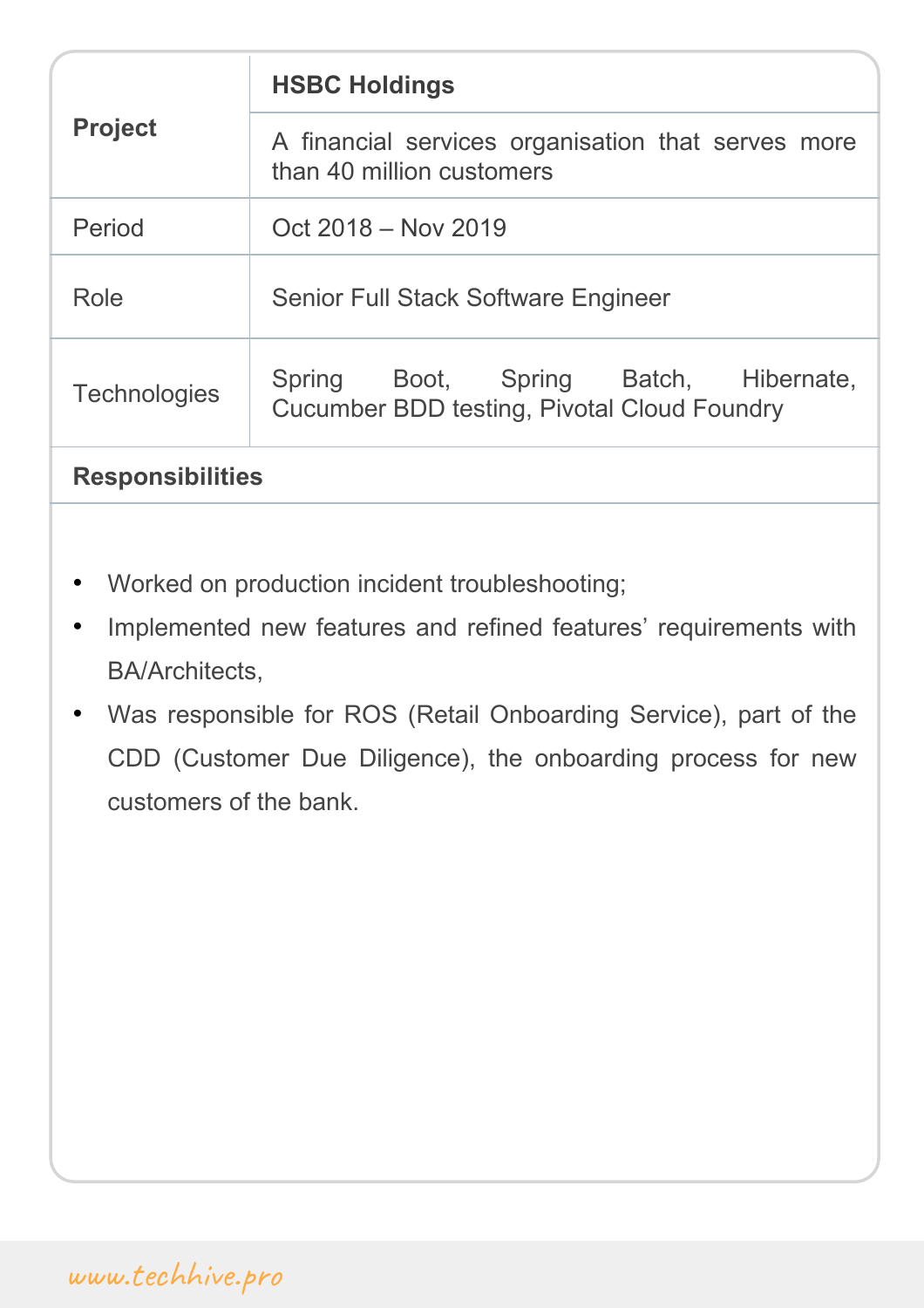| **Project** | **HSBC Holdings** |
| --- | --- |
| | A financial services organisation that serves more than 40 million customers |
| Period | Oct 2018 – Nov 2019 |
| Role | Senior Full Stack Software Engineer |
| Technologies | Spring Boot, Spring Batch, Hibernate, Cucumber BDD testing, Pivotal Cloud Foundry |

**Responsibilities**

- Worked on production incident troubleshooting;
- Implemented new features and refined features' requirements with BA/Architects,
- Was responsible for ROS (Retail Onboarding Service), part of the CDD (Customer Due Diligence), the onboarding process for new customers of the bank.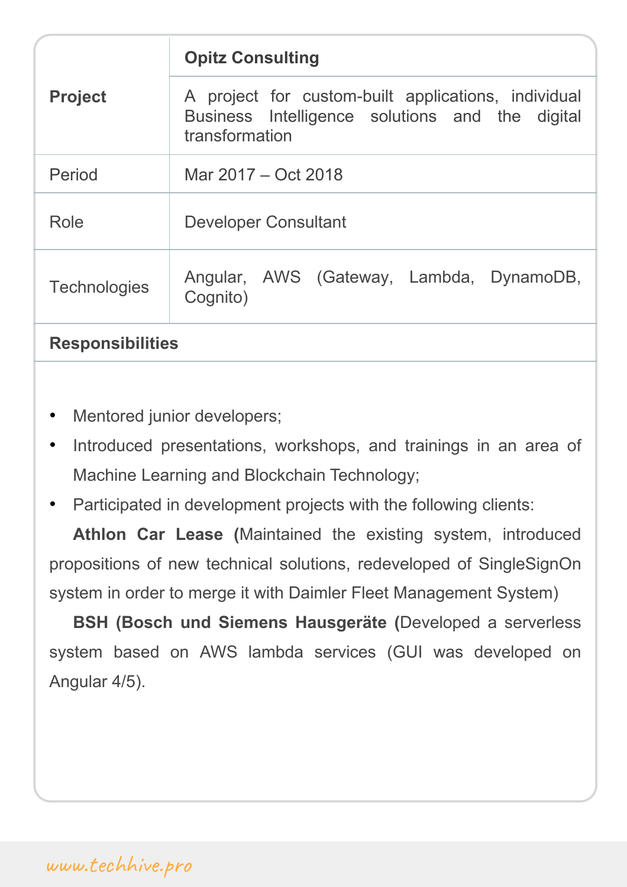| **Project** | **Opitz Consulting** |
| --- | --- |
| | A project for custom-built applications, individual Business Intelligence solutions and the digital transformation |
| Period | Mar 2017 – Oct 2018 |
| Role | Developer Consultant |
| Technologies | Angular, AWS (Gateway, Lambda, DynamoDB, Cognito) |

**Responsibilities**

- Mentored junior developers;
- Introduced presentations, workshops, and trainings in an area of Machine Learning and Blockchain Technology;
- Participated in development projects with the following clients:

**Athlon Car Lease (**Maintained the existing system, introduced propositions of new technical solutions, redeveloped of SingleSignOn system in order to merge it with Daimler Fleet Management System)

**BSH (Bosch und Siemens Hausgeräte (**Developed a serverless system based on AWS lambda services (GUI was developed on Angular 4/5).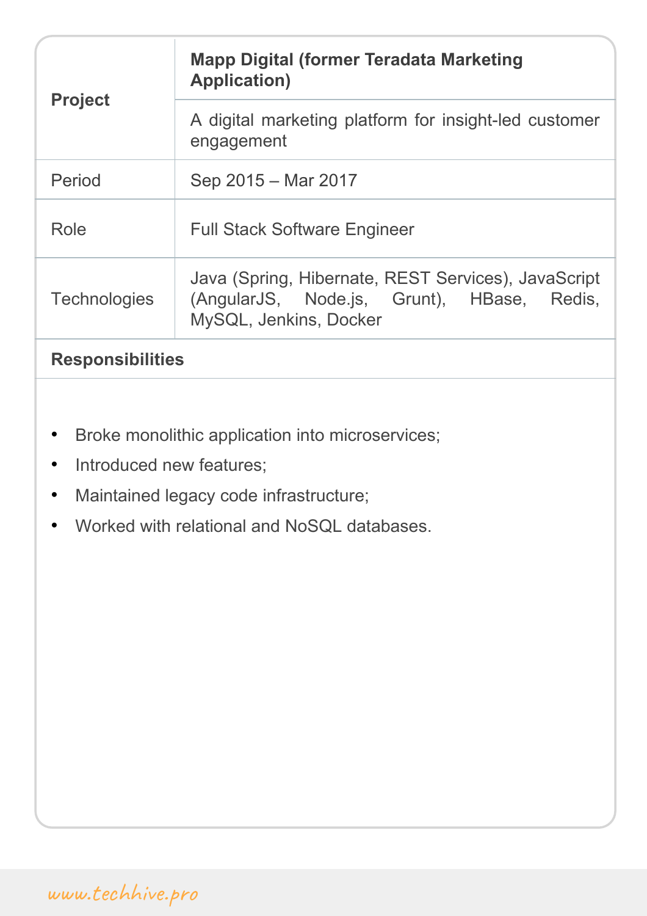| **Project** | **Mapp Digital (former Teradata Marketing Application)** |
|---|---|
| | A digital marketing platform for insight-led customer engagement |
| Period | Sep 2015 – Mar 2017 |
| Role | Full Stack Software Engineer |
| Technologies | Java (Spring, Hibernate, REST Services), JavaScript (AngularJS, Node.js, Grunt), HBase, Redis, MySQL, Jenkins, Docker |

**Responsibilities**

- Broke monolithic application into microservices;
- Introduced new features;
- Maintained legacy code infrastructure;
- Worked with relational and NoSQL databases.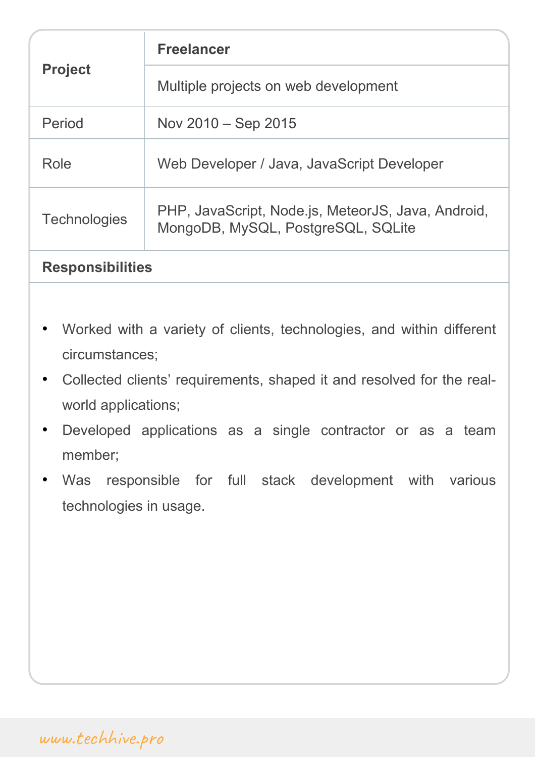| | |
|---|---|
| **Project** | **Freelancer** |
| | Multiple projects on web development |
| Period | Nov 2010 – Sep 2015 |
| Role | Web Developer / Java, JavaScript Developer |
| Technologies | PHP, JavaScript, Node.js, MeteorJS, Java, Android, MongoDB, MySQL, PostgreSQL, SQLite |

**Responsibilities**

- Worked with a variety of clients, technologies, and within different circumstances;
- Collected clients' requirements, shaped it and resolved for the real-world applications;
- Developed applications as a single contractor or as a team member;
- Was responsible for full stack development with various technologies in usage.